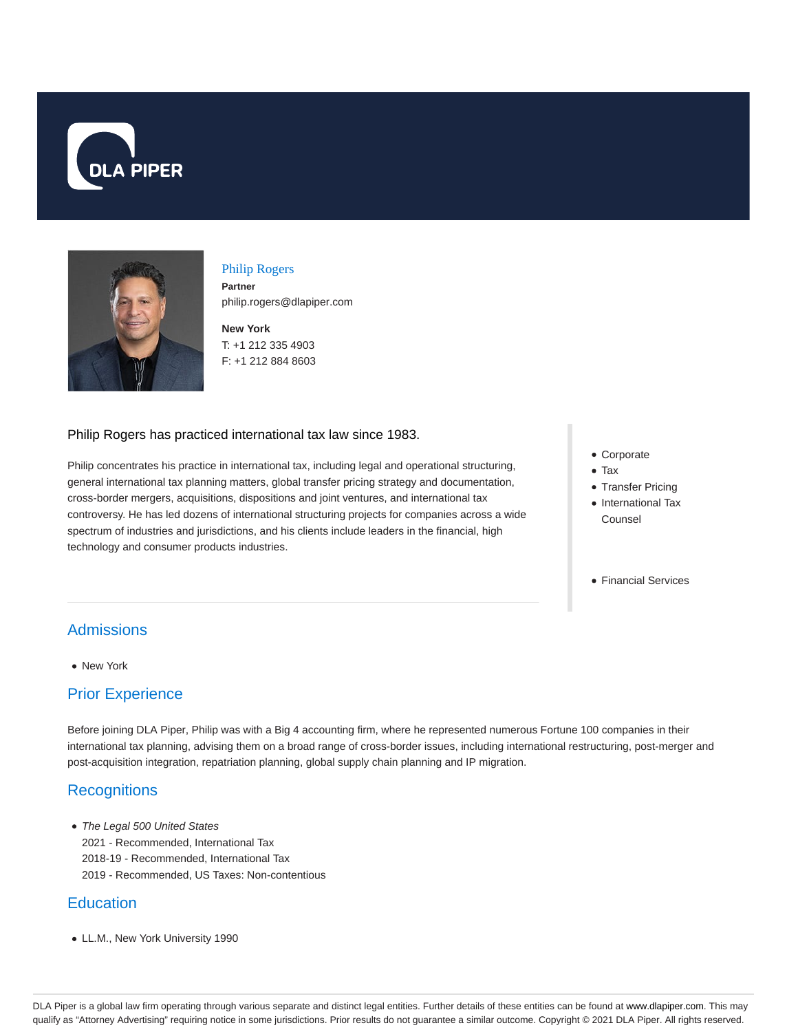DLA PIPER

# Philip Rogers

**Partner**
philip.rogers@dlapiper.com

**New York**
T: +1 212 335 4903
F: +1 212 884 8603

Philip Rogers has practiced international tax law since 1983.

Philip concentrates his practice in international tax, including legal and operational structuring, general international tax planning matters, global transfer pricing strategy and documentation, cross-border mergers, acquisitions, dispositions and joint ventures, and international tax controversy. He has led dozens of international structuring projects for companies across a wide spectrum of industries and jurisdictions, and his clients include leaders in the financial, high technology and consumer products industries.

- Corporate
- Tax
- Transfer Pricing
- International Tax Counsel

- Financial Services

## Admissions

- New York

## Prior Experience

Before joining DLA Piper, Philip was with a Big 4 accounting firm, where he represented numerous Fortune 100 companies in their international tax planning, advising them on a broad range of cross-border issues, including international restructuring, post-merger and post-acquisition integration, repatriation planning, global supply chain planning and IP migration.

## Recognitions

- *The Legal 500 United States*
  2021 - Recommended, International Tax
  2018-19 - Recommended, International Tax
  2019 - Recommended, US Taxes: Non-contentious

## Education

- LL.M., New York University 1990

DLA Piper is a global law firm operating through various separate and distinct legal entities. Further details of these entities can be found at www.dlapiper.com. This may qualify as "Attorney Advertising" requiring notice in some jurisdictions. Prior results do not guarantee a similar outcome. Copyright © 2021 DLA Piper. All rights reserved.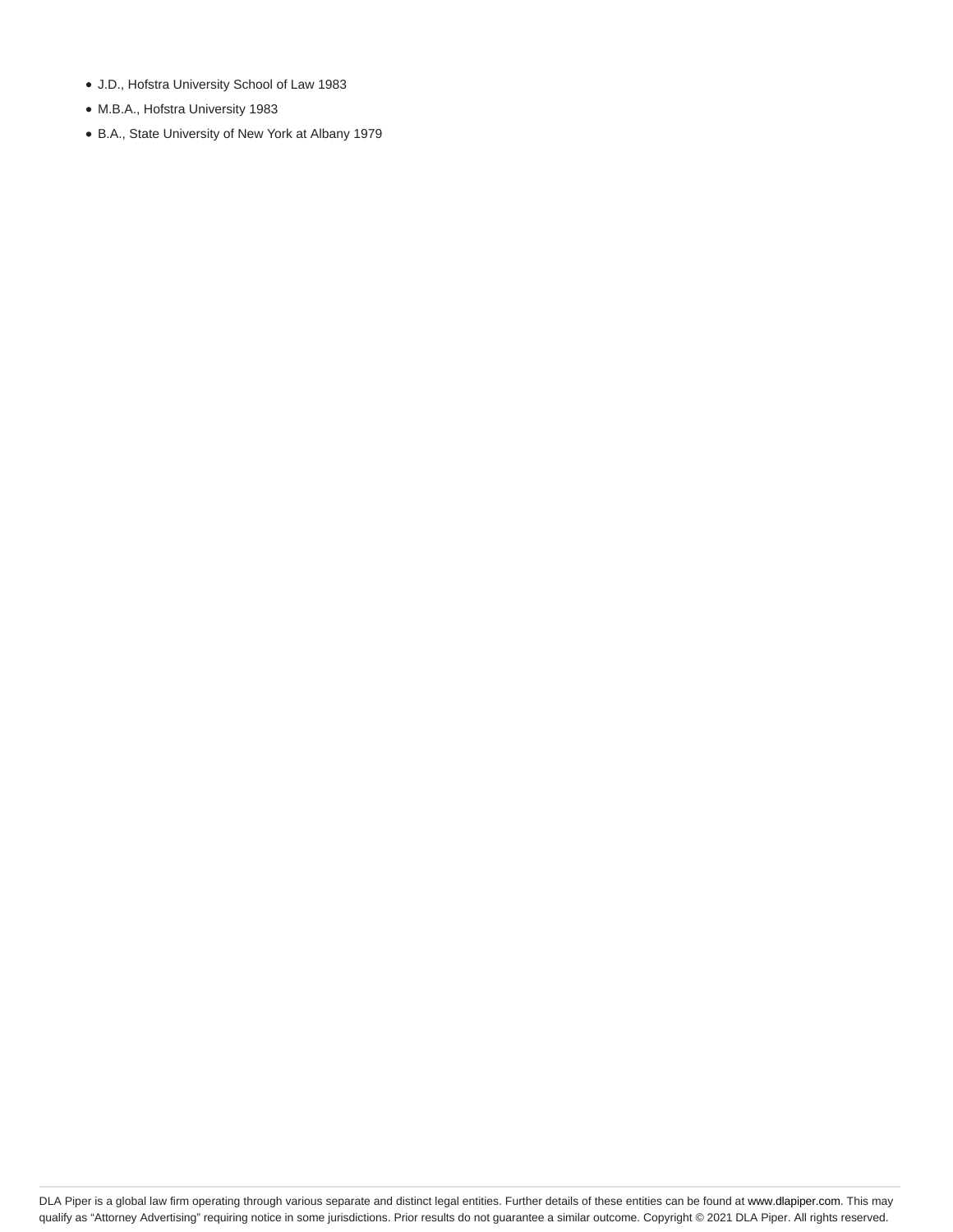- J.D., Hofstra University School of Law 1983
- M.B.A., Hofstra University 1983
- B.A., State University of New York at Albany 1979